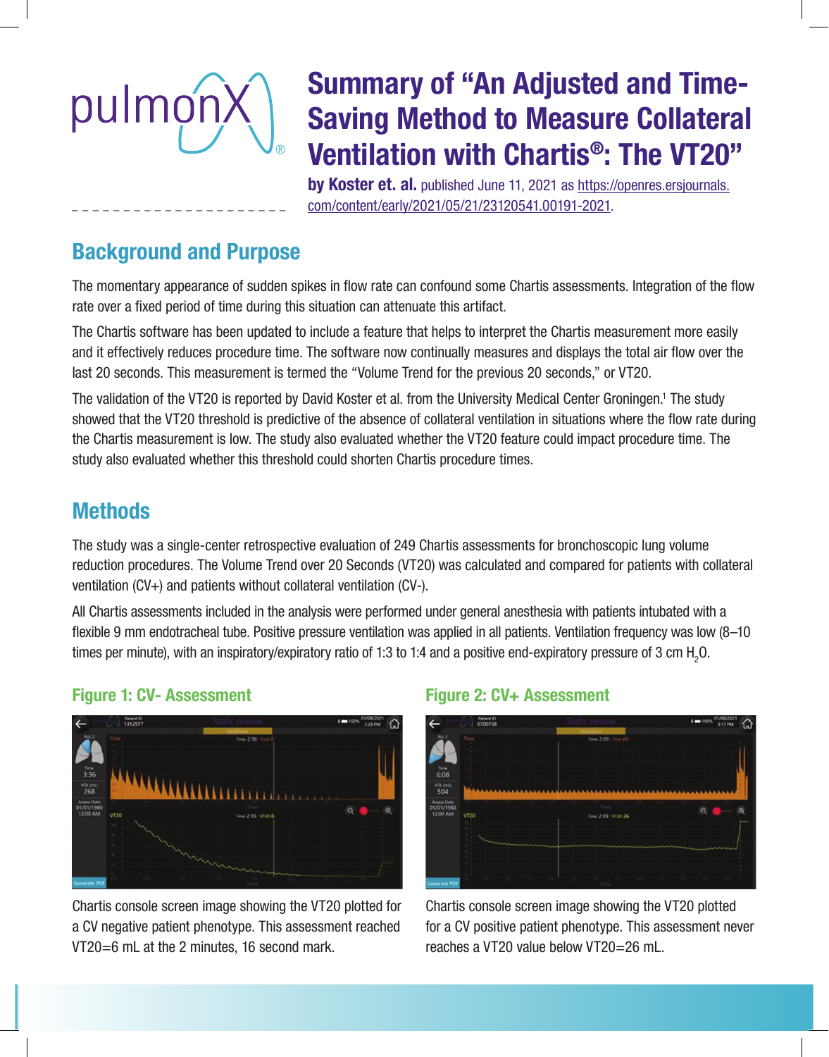# Summary of "An Adjusted and Time-Saving Method to Measure Collateral Ventilation with Chartis®: The VT20"

**by Koster et. al.** published June 11, 2021 as https://openres.ersjournals.com/content/early/2021/05/21/23120541.00191-2021.

## Background and Purpose

The momentary appearance of sudden spikes in flow rate can confound some Chartis assessments. Integration of the flow rate over a fixed period of time during this situation can attenuate this artifact.

The Chartis software has been updated to include a feature that helps to interpret the Chartis measurement more easily and it effectively reduces procedure time. The software now continually measures and displays the total air flow over the last 20 seconds. This measurement is termed the "Volume Trend for the previous 20 seconds," or VT20.

The validation of the VT20 is reported by David Koster et al. from the University Medical Center Groningen.[1] The study showed that the VT20 threshold is predictive of the absence of collateral ventilation in situations where the flow rate during the Chartis measurement is low. The study also evaluated whether the VT20 feature could impact procedure time. The study also evaluated whether this threshold could shorten Chartis procedure times.

## Methods

The study was a single-center retrospective evaluation of 249 Chartis assessments for bronchoscopic lung volume reduction procedures. The Volume Trend over 20 Seconds (VT20) was calculated and compared for patients with collateral ventilation (CV+) and patients without collateral ventilation (CV-).

All Chartis assessments included in the analysis were performed under general anesthesia with patients intubated with a flexible 9 mm endotracheal tube. Positive pressure ventilation was applied in all patients. Ventilation frequency was low (8–10 times per minute), with an inspiratory/expiratory ratio of 1:3 to 1:4 and a positive end-expiratory pressure of 3 cm $H_2O$.

### Figure 1: CV- Assessment

Chartis console screen image showing the VT20 plotted for a CV negative patient phenotype. This assessment reached VT20=6 mL at the 2 minutes, 16 second mark.

### Figure 2: CV+ Assessment

Chartis console screen image showing the VT20 plotted for a CV positive patient phenotype. This assessment never reaches a VT20 value below VT20=26 mL.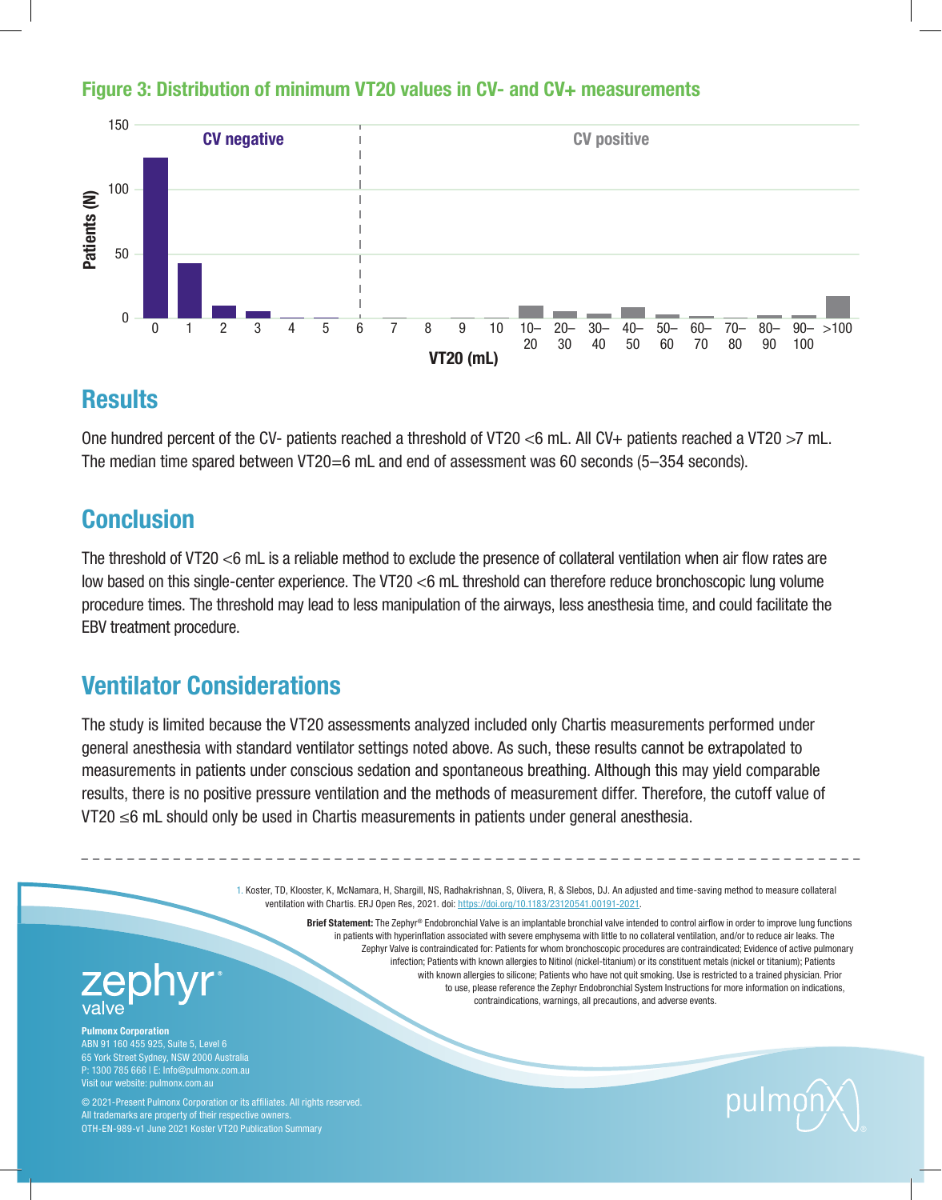**Figure 3: Distribution of minimum VT20 values in CV- and CV+ measurements**

Patients (N)

150
100
50
0

CV negative

CV positive

0 1 2 3 4 5 6 7 8 9 10 10–20 20–30 30–40 40–50 50–60 60–70 70–80 80–90 90–100 >100

VT20 (mL)

## Results

One hundred percent of the CV- patients reached a threshold of VT20 <6 mL. All CV+ patients reached a VT20 >7 mL. The median time spared between VT20=6 mL and end of assessment was 60 seconds (5–354 seconds).

## Conclusion

The threshold of VT20 <6 mL is a reliable method to exclude the presence of collateral ventilation when air flow rates are low based on this single-center experience. The VT20 <6 mL threshold can therefore reduce bronchoscopic lung volume procedure times. The threshold may lead to less manipulation of the airways, less anesthesia time, and could facilitate the EBV treatment procedure.

## Ventilator Considerations

The study is limited because the VT20 assessments analyzed included only Chartis measurements performed under general anesthesia with standard ventilator settings noted above. As such, these results cannot be extrapolated to measurements in patients under conscious sedation and spontaneous breathing. Although this may yield comparable results, there is no positive pressure ventilation and the methods of measurement differ. Therefore, the cutoff value of VT20 ≤6 mL should only be used in Chartis measurements in patients under general anesthesia.

---

1. Koster, TD, Klooster, K, McNamara, H, Shargill, NS, Radhakrishnan, S, Olivera, R, & Slebos, DJ. An adjusted and time-saving method to measure collateral ventilation with Chartis. ERJ Open Res, 2021. doi: https://doi.org/10.1183/23120541.00191-2021.

**Brief Statement:** The Zephyr® Endobronchial Valve is an implantable bronchial valve intended to control airflow in order to improve lung functions in patients with hyperinflation associated with severe emphysema with little to no collateral ventilation, and/or to reduce air leaks. The Zephyr Valve is contraindicated for: Patients for whom bronchoscopic procedures are contraindicated; Evidence of active pulmonary infection; Patients with known allergies to Nitinol (nickel-titanium) or its constituent metals (nickel or titanium); Patients with known allergies to silicone; Patients who have not quit smoking. Use is restricted to a trained physician. Prior to use, please reference the Zephyr Endobronchial System Instructions for more information on indications, contraindications, warnings, all precautions, and adverse events.

zephyr® valve

**Pulmonx Corporation**
ABN 91 160 455 925, Suite 5, Level 6
65 York Street Sydney, NSW 2000 Australia
P: 1300 785 666 | E: Info@pulmonx.com.au
Visit our website: pulmonx.com.au

© 2021-Present Pulmonx Corporation or its affiliates. All rights reserved.
All trademarks are property of their respective owners.
OTH-EN-989-v1 June 2021 Koster VT20 Publication Summary

pulmonx®